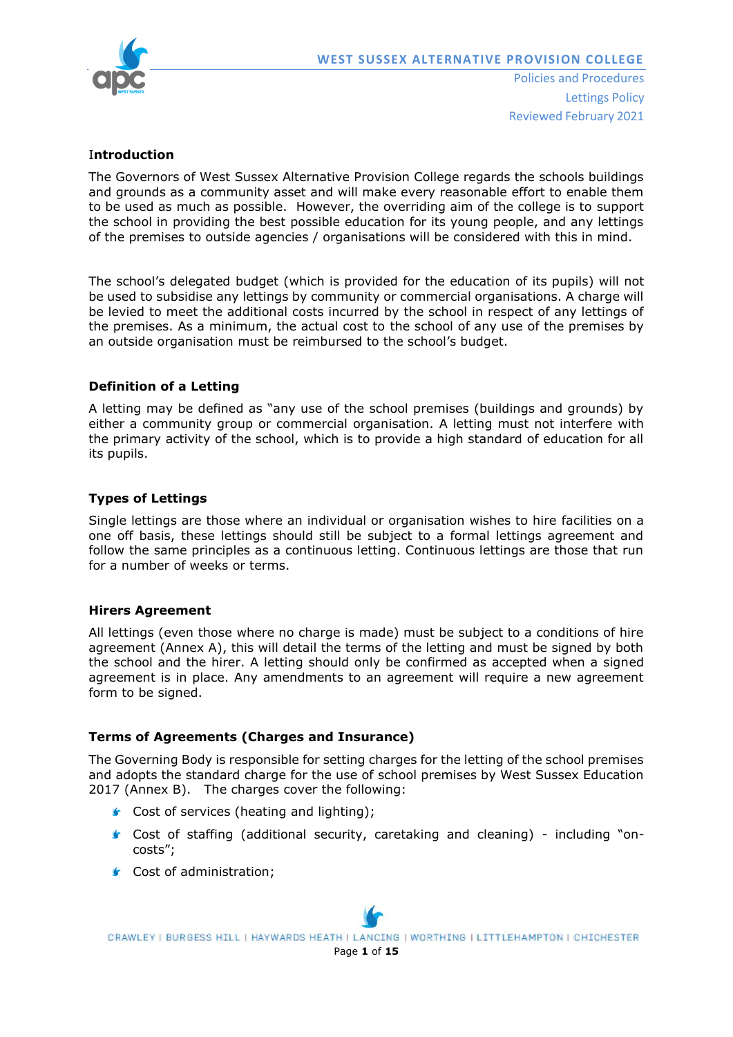WEST SUSSEX ALTERNATIVE PROVISION COLLEGE

Policies and Procedures

Lettings Policy

Reviewed February 2021

## Introduction

The Governors of West Sussex Alternative Provision College regards the schools buildings and grounds as a community asset and will make every reasonable effort to enable them to be used as much as possible. However, the overriding aim of the college is to support the school in providing the best possible education for its young people, and any lettings of the premises to outside agencies / organisations will be considered with this in mind.

The school's delegated budget (which is provided for the education of its pupils) will not be used to subsidise any lettings by community or commercial organisations. A charge will be levied to meet the additional costs incurred by the school in respect of any lettings of the premises. As a minimum, the actual cost to the school of any use of the premises by an outside organisation must be reimbursed to the school's budget.

## Definition of a Letting

A letting may be defined as "any use of the school premises (buildings and grounds) by either a community group or commercial organisation. A letting must not interfere with the primary activity of the school, which is to provide a high standard of education for all its pupils.

## Types of Lettings

Single lettings are those where an individual or organisation wishes to hire facilities on a one off basis, these lettings should still be subject to a formal lettings agreement and follow the same principles as a continuous letting. Continuous lettings are those that run for a number of weeks or terms.

## Hirers Agreement

All lettings (even those where no charge is made) must be subject to a conditions of hire agreement (Annex A), this will detail the terms of the letting and must be signed by both the school and the hirer. A letting should only be confirmed as accepted when a signed agreement is in place. Any amendments to an agreement will require a new agreement form to be signed.

## Terms of Agreements (Charges and Insurance)

The Governing Body is responsible for setting charges for the letting of the school premises and adopts the standard charge for the use of school premises by West Sussex Education 2017 (Annex B). The charges cover the following:

- Cost of services (heating and lighting);
- Cost of staffing (additional security, caretaking and cleaning) - including "on-costs";
- Cost of administration;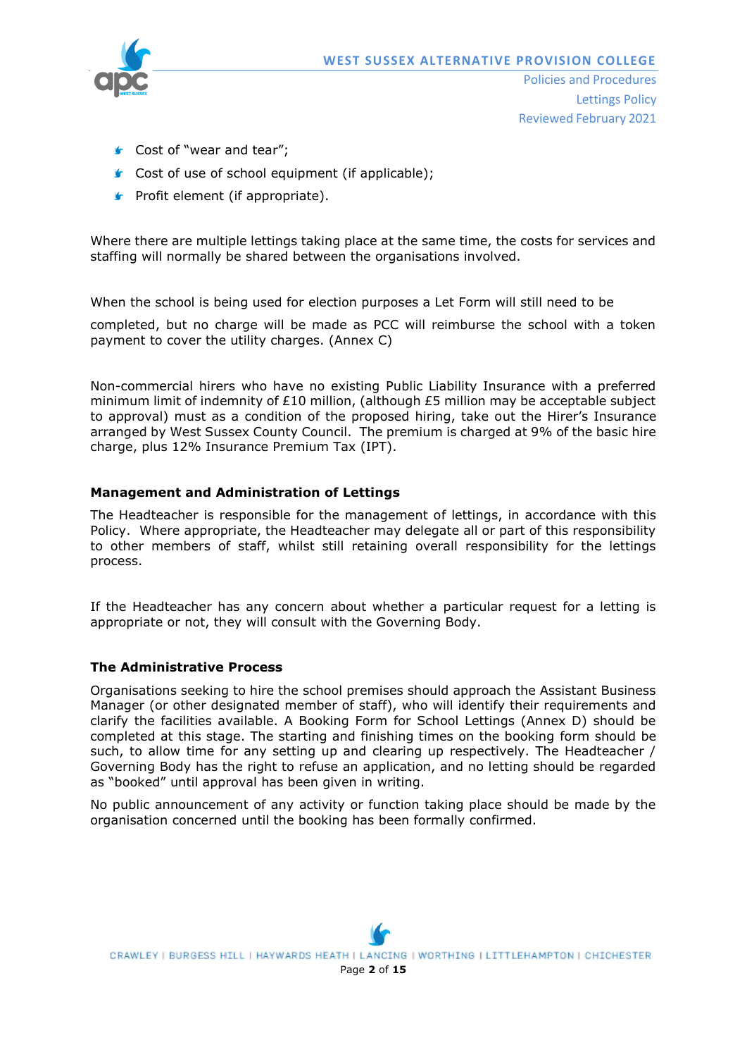- Cost of "wear and tear";
- Cost of use of school equipment (if applicable);
- Profit element (if appropriate).

Where there are multiple lettings taking place at the same time, the costs for services and staffing will normally be shared between the organisations involved.

When the school is being used for election purposes a Let Form will still need to be completed, but no charge will be made as PCC will reimburse the school with a token payment to cover the utility charges. (Annex C)

Non-commercial hirers who have no existing Public Liability Insurance with a preferred minimum limit of indemnity of £10 million, (although £5 million may be acceptable subject to approval) must as a condition of the proposed hiring, take out the Hirer's Insurance arranged by West Sussex County Council. The premium is charged at 9% of the basic hire charge, plus 12% Insurance Premium Tax (IPT).

**Management and Administration of Lettings**

The Headteacher is responsible for the management of lettings, in accordance with this Policy. Where appropriate, the Headteacher may delegate all or part of this responsibility to other members of staff, whilst still retaining overall responsibility for the lettings process.

If the Headteacher has any concern about whether a particular request for a letting is appropriate or not, they will consult with the Governing Body.

**The Administrative Process**

Organisations seeking to hire the school premises should approach the Assistant Business Manager (or other designated member of staff), who will identify their requirements and clarify the facilities available. A Booking Form for School Lettings (Annex D) should be completed at this stage. The starting and finishing times on the booking form should be such, to allow time for any setting up and clearing up respectively. The Headteacher / Governing Body has the right to refuse an application, and no letting should be regarded as "booked" until approval has been given in writing.

No public announcement of any activity or function taking place should be made by the organisation concerned until the booking has been formally confirmed.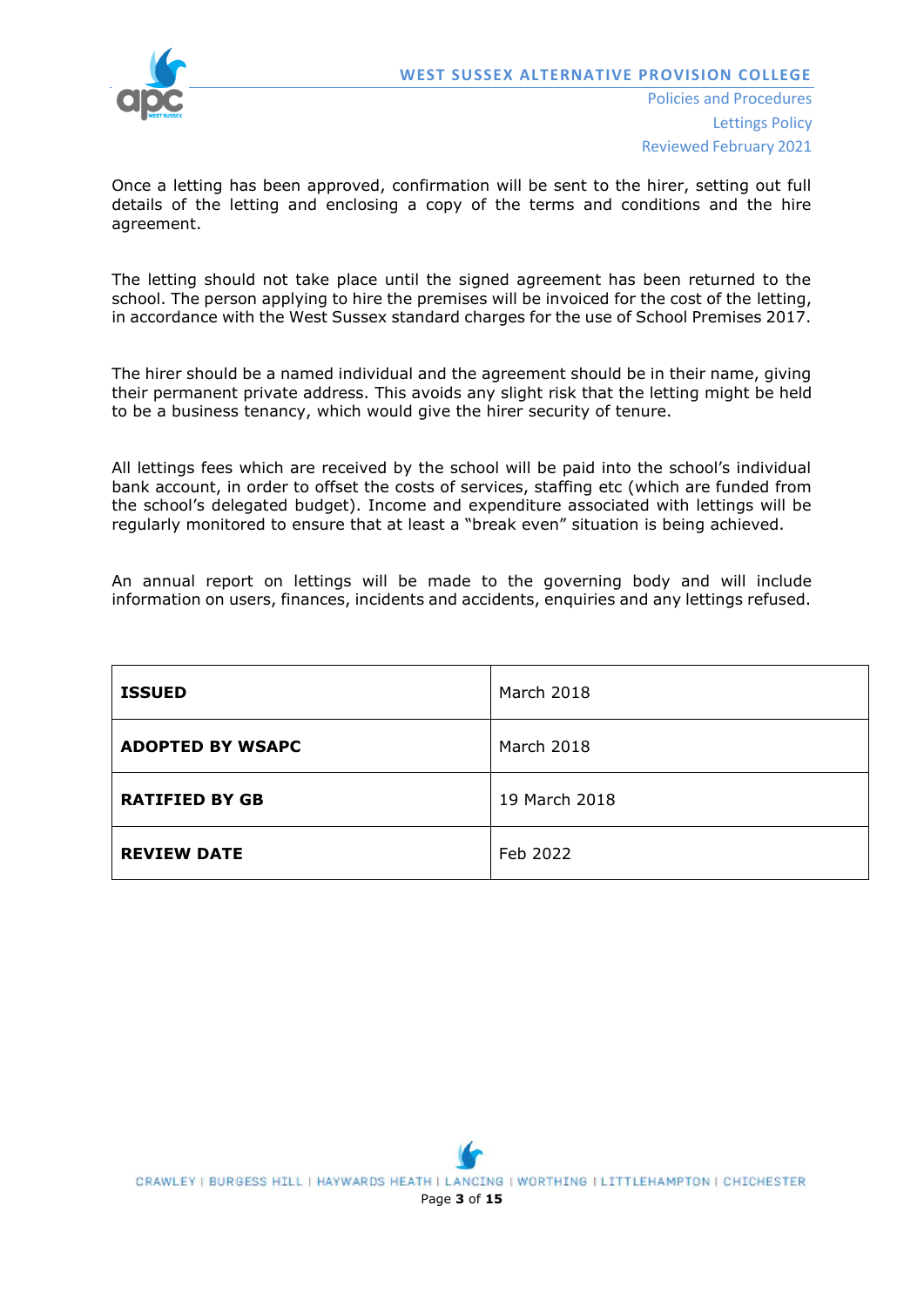Once a letting has been approved, confirmation will be sent to the hirer, setting out full details of the letting and enclosing a copy of the terms and conditions and the hire agreement.

The letting should not take place until the signed agreement has been returned to the school. The person applying to hire the premises will be invoiced for the cost of the letting, in accordance with the West Sussex standard charges for the use of School Premises 2017.

The hirer should be a named individual and the agreement should be in their name, giving their permanent private address. This avoids any slight risk that the letting might be held to be a business tenancy, which would give the hirer security of tenure.

All lettings fees which are received by the school will be paid into the school's individual bank account, in order to offset the costs of services, staffing etc (which are funded from the school's delegated budget). Income and expenditure associated with lettings will be regularly monitored to ensure that at least a "break even" situation is being achieved.

An annual report on lettings will be made to the governing body and will include information on users, finances, incidents and accidents, enquiries and any lettings refused.

| | |
|---|---|
| **ISSUED** | March 2018 |
| **ADOPTED BY WSAPC** | March 2018 |
| **RATIFIED BY GB** | 19 March 2018 |
| **REVIEW DATE** | Feb 2022 |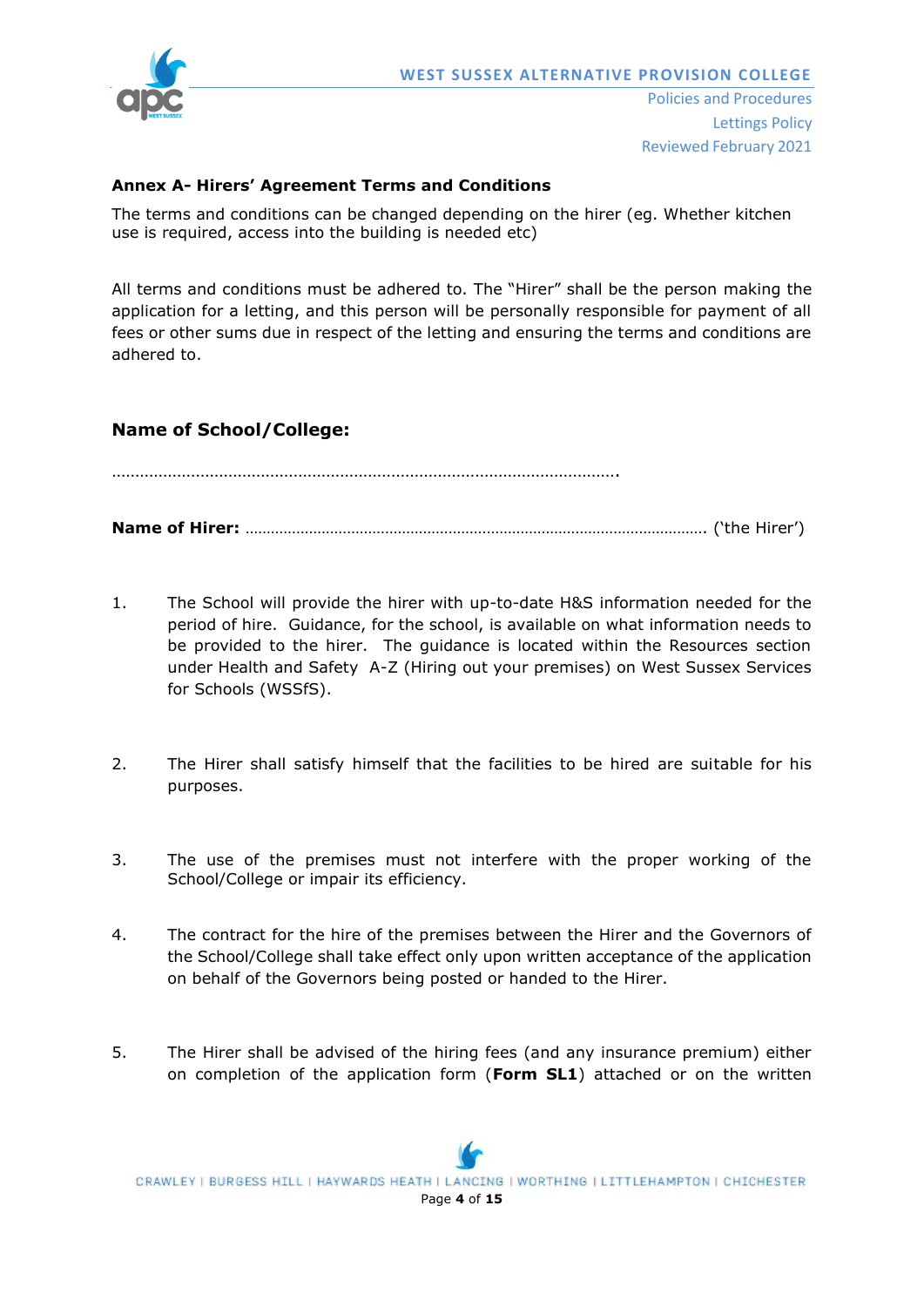**Annex A- Hirers' Agreement Terms and Conditions**

The terms and conditions can be changed depending on the hirer (eg. Whether kitchen use is required, access into the building is needed etc)

All terms and conditions must be adhered to. The "Hirer" shall be the person making the application for a letting, and this person will be personally responsible for payment of all fees or other sums due in respect of the letting and ensuring the terms and conditions are adhered to.

## Name of School/College:

…………………………………………………………………………………………….

**Name of Hirer:** ……………………………………………………………………………………… ('the Hirer')

1. The School will provide the hirer with up-to-date H&S information needed for the period of hire. Guidance, for the school, is available on what information needs to be provided to the hirer. The guidance is located within the Resources section under Health and Safety A-Z (Hiring out your premises) on West Sussex Services for Schools (WSSfS).

2. The Hirer shall satisfy himself that the facilities to be hired are suitable for his purposes.

3. The use of the premises must not interfere with the proper working of the School/College or impair its efficiency.

4. The contract for the hire of the premises between the Hirer and the Governors of the School/College shall take effect only upon written acceptance of the application on behalf of the Governors being posted or handed to the Hirer.

5. The Hirer shall be advised of the hiring fees (and any insurance premium) either on completion of the application form (**Form SL1**) attached or on the written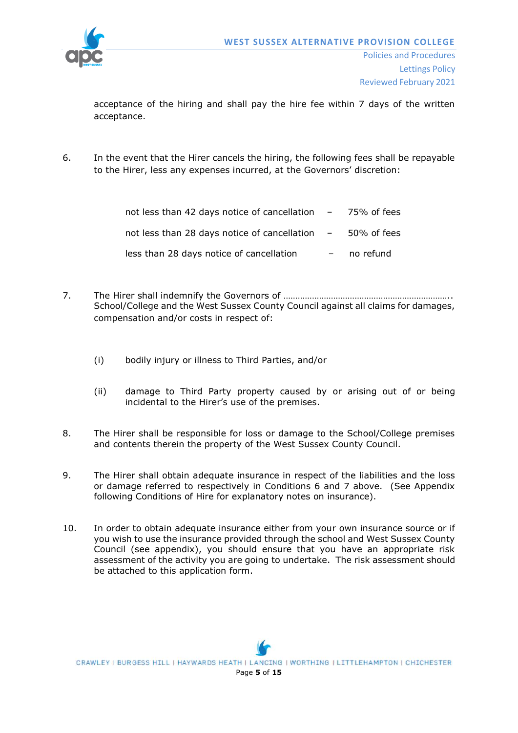acceptance of the hiring and shall pay the hire fee within 7 days of the written acceptance.

6. In the event that the Hirer cancels the hiring, the following fees shall be repayable to the Hirer, less any expenses incurred, at the Governors' discretion:

| | | |
|---|---|---|
| not less than 42 days notice of cancellation | – | 75% of fees |
| not less than 28 days notice of cancellation | – | 50% of fees |
| less than 28 days notice of cancellation | – | no refund |

7. The Hirer shall indemnify the Governors of …………………………………………………………….. School/College and the West Sussex County Council against all claims for damages, compensation and/or costs in respect of:

   (i) bodily injury or illness to Third Parties, and/or

   (ii) damage to Third Party property caused by or arising out of or being incidental to the Hirer's use of the premises.

8. The Hirer shall be responsible for loss or damage to the School/College premises and contents therein the property of the West Sussex County Council.

9. The Hirer shall obtain adequate insurance in respect of the liabilities and the loss or damage referred to respectively in Conditions 6 and 7 above. (See Appendix following Conditions of Hire for explanatory notes on insurance).

10. In order to obtain adequate insurance either from your own insurance source or if you wish to use the insurance provided through the school and West Sussex County Council (see appendix), you should ensure that you have an appropriate risk assessment of the activity you are going to undertake. The risk assessment should be attached to this application form.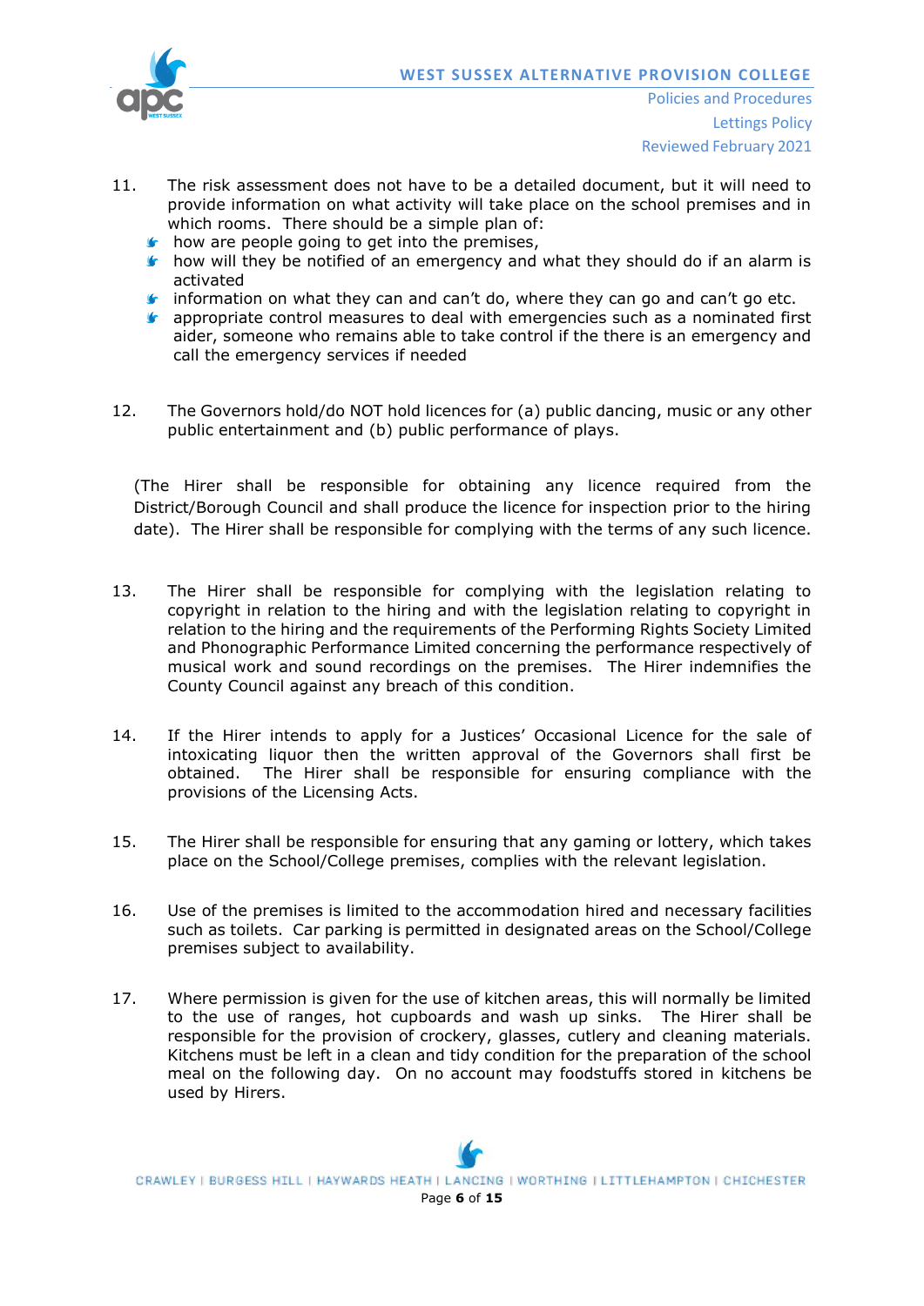11. The risk assessment does not have to be a detailed document, but it will need to provide information on what activity will take place on the school premises and in which rooms. There should be a simple plan of:
    - how are people going to get into the premises,
    - how will they be notified of an emergency and what they should do if an alarm is activated
    - information on what they can and can't do, where they can go and can't go etc.
    - appropriate control measures to deal with emergencies such as a nominated first aider, someone who remains able to take control if the there is an emergency and call the emergency services if needed

12. The Governors hold/do NOT hold licences for (a) public dancing, music or any other public entertainment and (b) public performance of plays.

    (The Hirer shall be responsible for obtaining any licence required from the District/Borough Council and shall produce the licence for inspection prior to the hiring date). The Hirer shall be responsible for complying with the terms of any such licence.

13. The Hirer shall be responsible for complying with the legislation relating to copyright in relation to the hiring and with the legislation relating to copyright in relation to the hiring and the requirements of the Performing Rights Society Limited and Phonographic Performance Limited concerning the performance respectively of musical work and sound recordings on the premises. The Hirer indemnifies the County Council against any breach of this condition.

14. If the Hirer intends to apply for a Justices' Occasional Licence for the sale of intoxicating liquor then the written approval of the Governors shall first be obtained. The Hirer shall be responsible for ensuring compliance with the provisions of the Licensing Acts.

15. The Hirer shall be responsible for ensuring that any gaming or lottery, which takes place on the School/College premises, complies with the relevant legislation.

16. Use of the premises is limited to the accommodation hired and necessary facilities such as toilets. Car parking is permitted in designated areas on the School/College premises subject to availability.

17. Where permission is given for the use of kitchen areas, this will normally be limited to the use of ranges, hot cupboards and wash up sinks. The Hirer shall be responsible for the provision of crockery, glasses, cutlery and cleaning materials. Kitchens must be left in a clean and tidy condition for the preparation of the school meal on the following day. On no account may foodstuffs stored in kitchens be used by Hirers.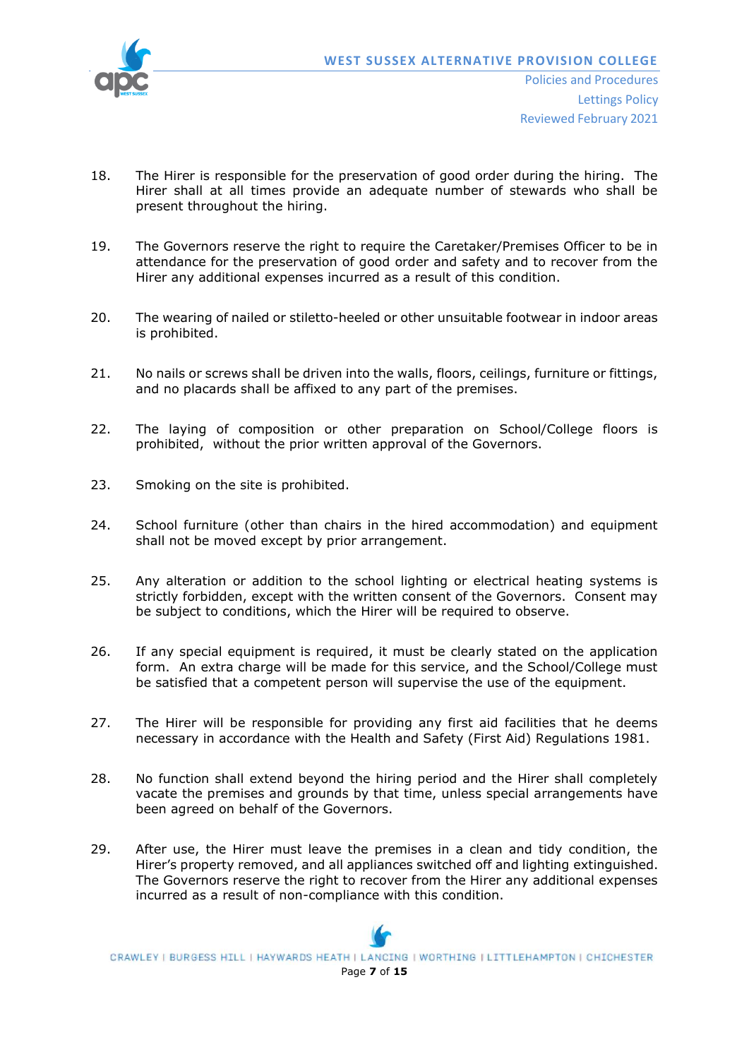18. The Hirer is responsible for the preservation of good order during the hiring. The Hirer shall at all times provide an adequate number of stewards who shall be present throughout the hiring.

19. The Governors reserve the right to require the Caretaker/Premises Officer to be in attendance for the preservation of good order and safety and to recover from the Hirer any additional expenses incurred as a result of this condition.

20. The wearing of nailed or stiletto-heeled or other unsuitable footwear in indoor areas is prohibited.

21. No nails or screws shall be driven into the walls, floors, ceilings, furniture or fittings, and no placards shall be affixed to any part of the premises.

22. The laying of composition or other preparation on School/College floors is prohibited, without the prior written approval of the Governors.

23. Smoking on the site is prohibited.

24. School furniture (other than chairs in the hired accommodation) and equipment shall not be moved except by prior arrangement.

25. Any alteration or addition to the school lighting or electrical heating systems is strictly forbidden, except with the written consent of the Governors. Consent may be subject to conditions, which the Hirer will be required to observe.

26. If any special equipment is required, it must be clearly stated on the application form. An extra charge will be made for this service, and the School/College must be satisfied that a competent person will supervise the use of the equipment.

27. The Hirer will be responsible for providing any first aid facilities that he deems necessary in accordance with the Health and Safety (First Aid) Regulations 1981.

28. No function shall extend beyond the hiring period and the Hirer shall completely vacate the premises and grounds by that time, unless special arrangements have been agreed on behalf of the Governors.

29. After use, the Hirer must leave the premises in a clean and tidy condition, the Hirer's property removed, and all appliances switched off and lighting extinguished. The Governors reserve the right to recover from the Hirer any additional expenses incurred as a result of non-compliance with this condition.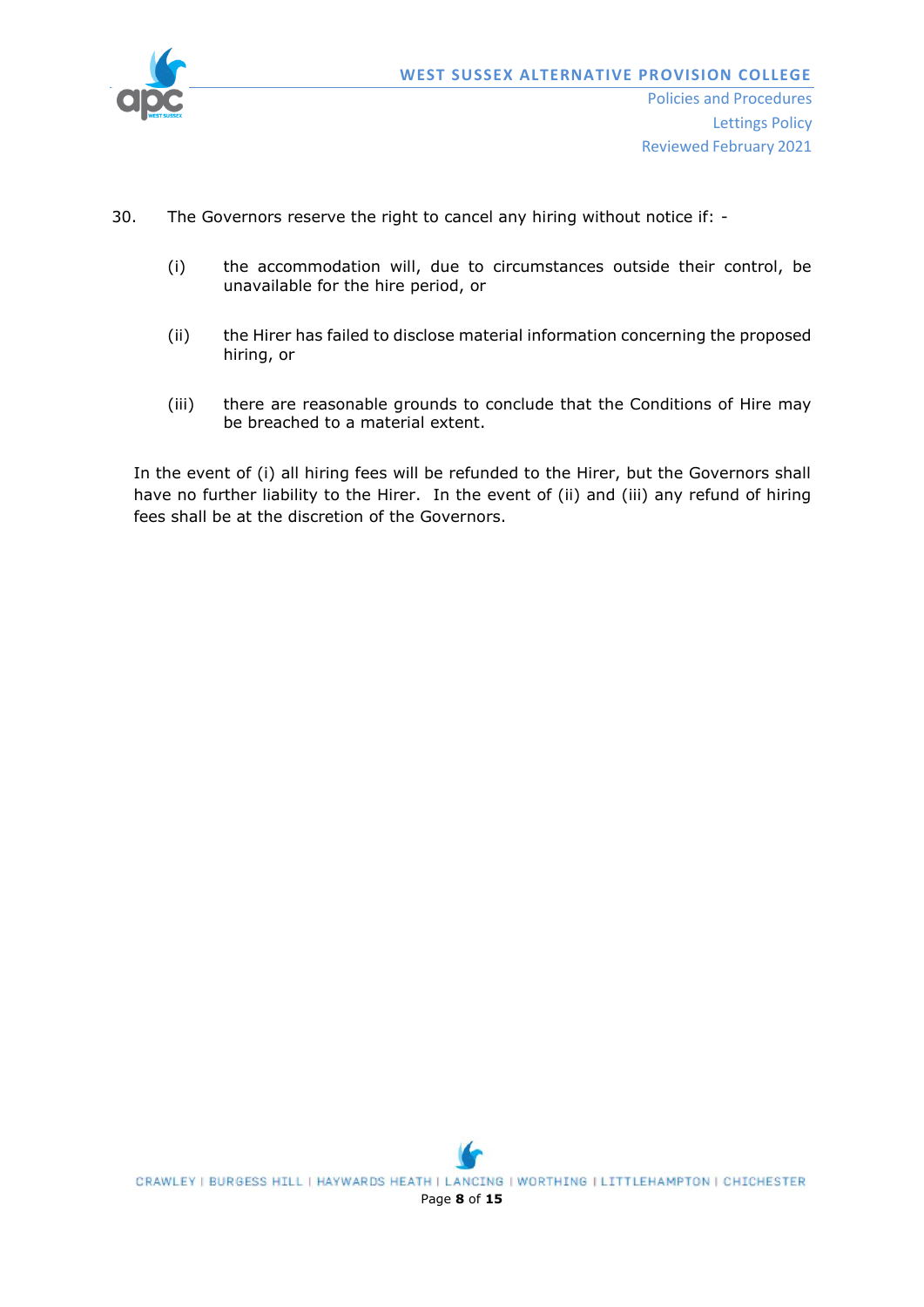30. The Governors reserve the right to cancel any hiring without notice if: -

    (i) the accommodation will, due to circumstances outside their control, be unavailable for the hire period, or

    (ii) the Hirer has failed to disclose material information concerning the proposed hiring, or

    (iii) there are reasonable grounds to conclude that the Conditions of Hire may be breached to a material extent.

    In the event of (i) all hiring fees will be refunded to the Hirer, but the Governors shall have no further liability to the Hirer. In the event of (ii) and (iii) any refund of hiring fees shall be at the discretion of the Governors.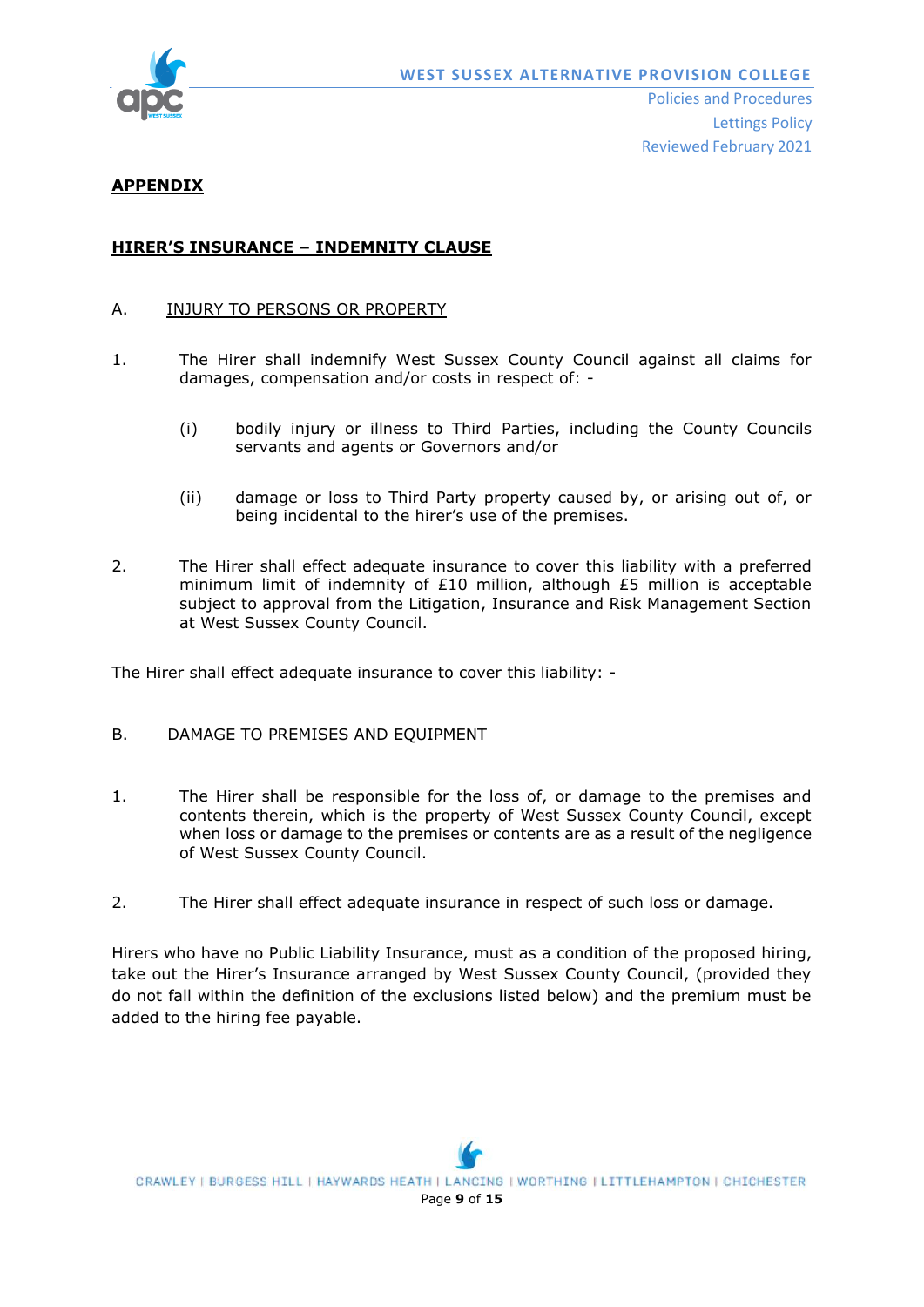## APPENDIX

### HIRER'S INSURANCE – INDEMNITY CLAUSE

A. INJURY TO PERSONS OR PROPERTY

1. The Hirer shall indemnify West Sussex County Council against all claims for damages, compensation and/or costs in respect of: -

    (i) bodily injury or illness to Third Parties, including the County Councils servants and agents or Governors and/or

    (ii) damage or loss to Third Party property caused by, or arising out of, or being incidental to the hirer's use of the premises.

2. The Hirer shall effect adequate insurance to cover this liability with a preferred minimum limit of indemnity of £10 million, although £5 million is acceptable subject to approval from the Litigation, Insurance and Risk Management Section at West Sussex County Council.

The Hirer shall effect adequate insurance to cover this liability: -

B. DAMAGE TO PREMISES AND EQUIPMENT

1. The Hirer shall be responsible for the loss of, or damage to the premises and contents therein, which is the property of West Sussex County Council, except when loss or damage to the premises or contents are as a result of the negligence of West Sussex County Council.

2. The Hirer shall effect adequate insurance in respect of such loss or damage.

Hirers who have no Public Liability Insurance, must as a condition of the proposed hiring, take out the Hirer's Insurance arranged by West Sussex County Council, (provided they do not fall within the definition of the exclusions listed below) and the premium must be added to the hiring fee payable.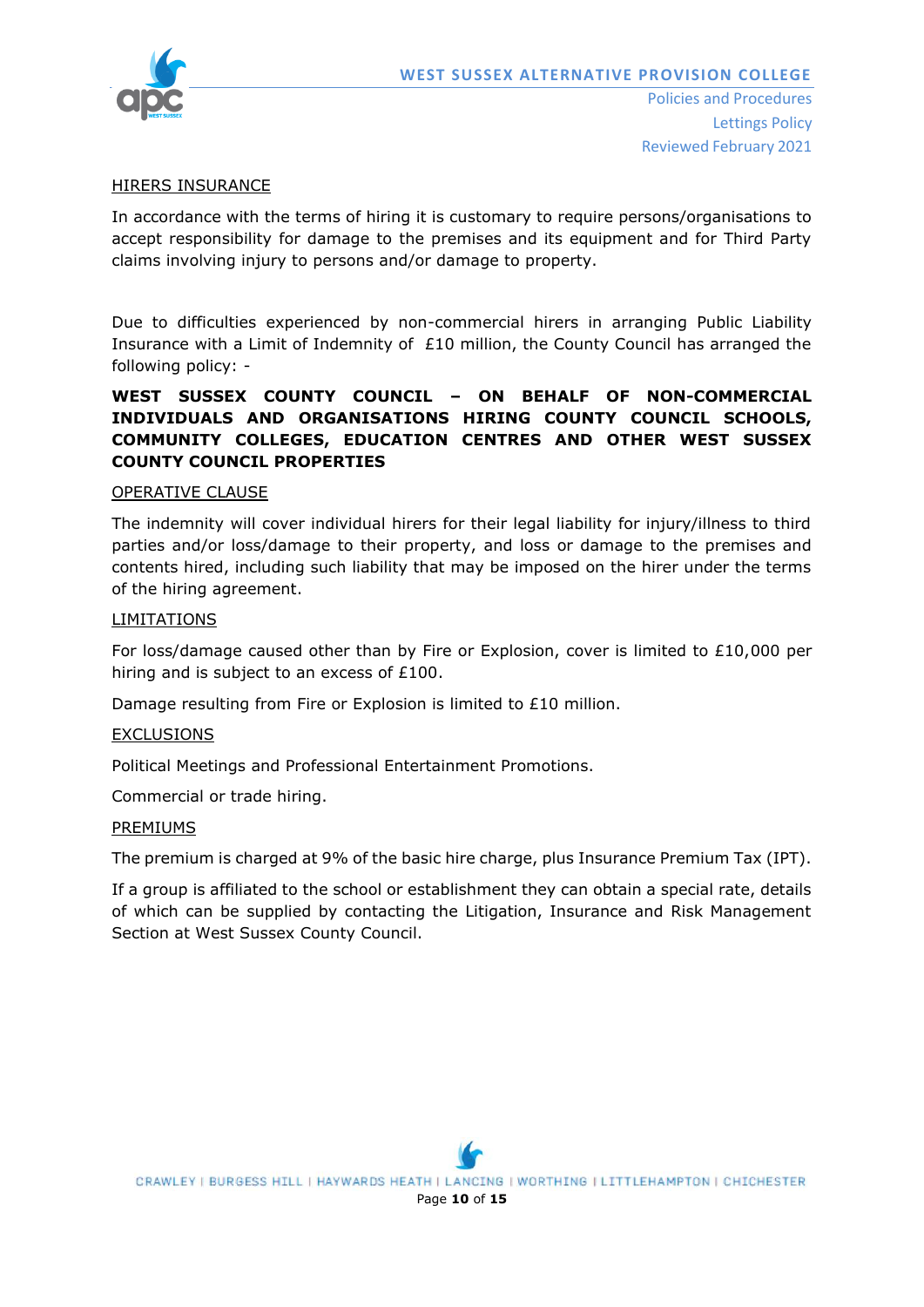<u>HIRERS INSURANCE</u>

In accordance with the terms of hiring it is customary to require persons/organisations to accept responsibility for damage to the premises and its equipment and for Third Party claims involving injury to persons and/or damage to property.

Due to difficulties experienced by non-commercial hirers in arranging Public Liability Insurance with a Limit of Indemnity of £10 million, the County Council has arranged the following policy: -

**WEST SUSSEX COUNTY COUNCIL – ON BEHALF OF NON-COMMERCIAL INDIVIDUALS AND ORGANISATIONS HIRING COUNTY COUNCIL SCHOOLS, COMMUNITY COLLEGES, EDUCATION CENTRES AND OTHER WEST SUSSEX COUNTY COUNCIL PROPERTIES**

<u>OPERATIVE CLAUSE</u>

The indemnity will cover individual hirers for their legal liability for injury/illness to third parties and/or loss/damage to their property, and loss or damage to the premises and contents hired, including such liability that may be imposed on the hirer under the terms of the hiring agreement.

<u>LIMITATIONS</u>

For loss/damage caused other than by Fire or Explosion, cover is limited to £10,000 per hiring and is subject to an excess of £100.

Damage resulting from Fire or Explosion is limited to £10 million.

<u>EXCLUSIONS</u>

Political Meetings and Professional Entertainment Promotions.

Commercial or trade hiring.

<u>PREMIUMS</u>

The premium is charged at 9% of the basic hire charge, plus Insurance Premium Tax (IPT).

If a group is affiliated to the school or establishment they can obtain a special rate, details of which can be supplied by contacting the Litigation, Insurance and Risk Management Section at West Sussex County Council.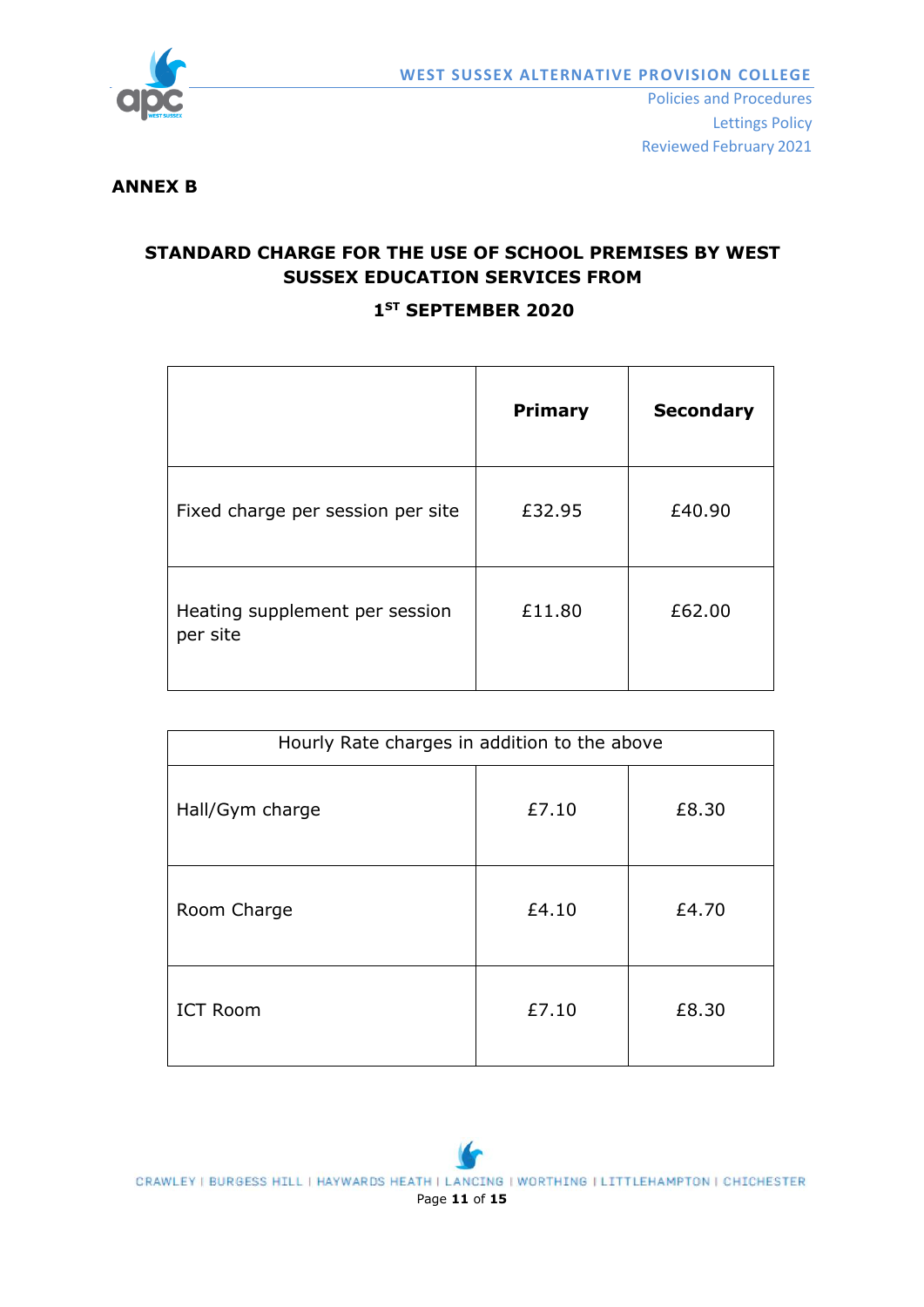**ANNEX B**

**STANDARD CHARGE FOR THE USE OF SCHOOL PREMISES BY WEST SUSSEX EDUCATION SERVICES FROM**

**1ST SEPTEMBER 2020**

| | **Primary** | **Secondary** |
|---|---|---|
| Fixed charge per session per site | £32.95 | £40.90 |
| Heating supplement per session per site | £11.80 | £62.00 |

| Hourly Rate charges in addition to the above | | |
|---|---|---|
| Hall/Gym charge | £7.10 | £8.30 |
| Room Charge | £4.10 | £4.70 |
| ICT Room | £7.10 | £8.30 |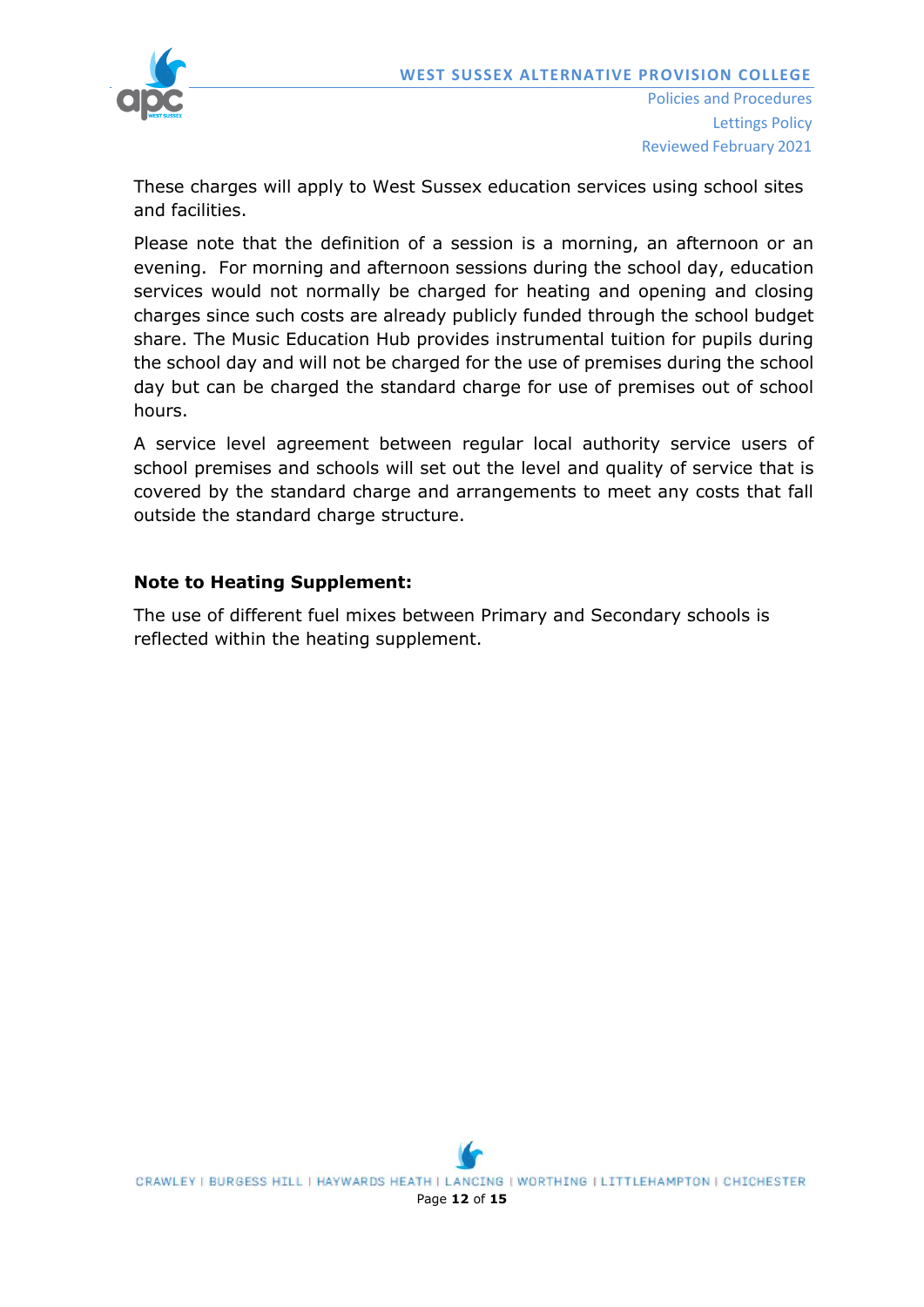These charges will apply to West Sussex education services using school sites and facilities.

Please note that the definition of a session is a morning, an afternoon or an evening. For morning and afternoon sessions during the school day, education services would not normally be charged for heating and opening and closing charges since such costs are already publicly funded through the school budget share. The Music Education Hub provides instrumental tuition for pupils during the school day and will not be charged for the use of premises during the school day but can be charged the standard charge for use of premises out of school hours.

A service level agreement between regular local authority service users of school premises and schools will set out the level and quality of service that is covered by the standard charge and arrangements to meet any costs that fall outside the standard charge structure.

**Note to Heating Supplement:**

The use of different fuel mixes between Primary and Secondary schools is reflected within the heating supplement.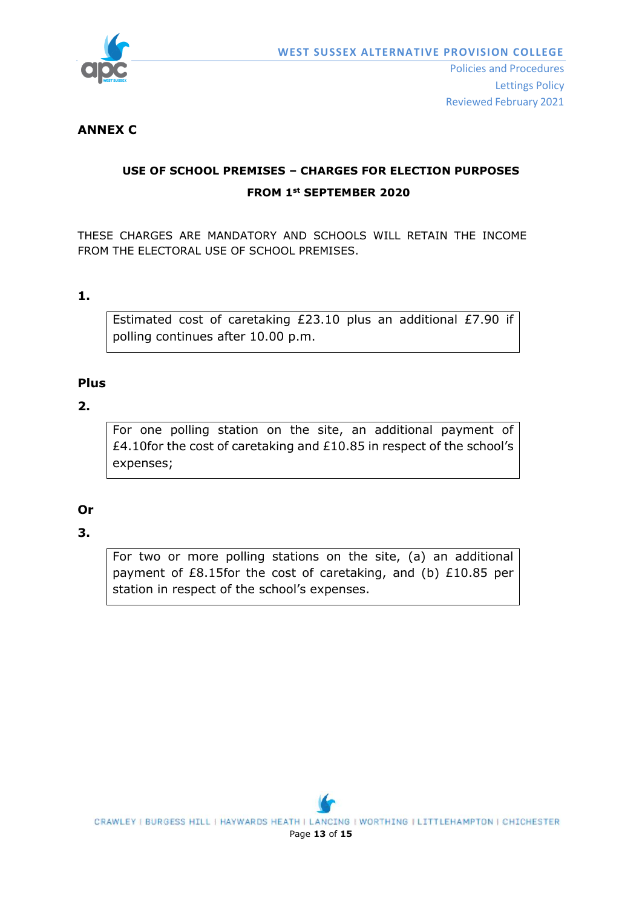## ANNEX C

### USE OF SCHOOL PREMISES – CHARGES FOR ELECTION PURPOSES

### FROM 1st SEPTEMBER 2020

THESE CHARGES ARE MANDATORY AND SCHOOLS WILL RETAIN THE INCOME FROM THE ELECTORAL USE OF SCHOOL PREMISES.

**1.**

Estimated cost of caretaking £23.10 plus an additional £7.90 if polling continues after 10.00 p.m.

**Plus**

**2.**

For one polling station on the site, an additional payment of £4.10for the cost of caretaking and £10.85 in respect of the school's expenses;

**Or**

**3.**

For two or more polling stations on the site, (a) an additional payment of £8.15for the cost of caretaking, and (b) £10.85 per station in respect of the school's expenses.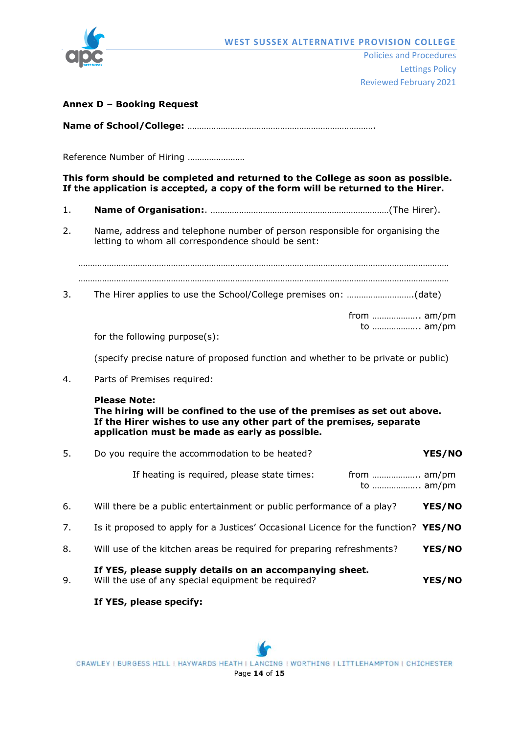**Annex D – Booking Request**

**Name of School/College:** …………………………………………………………………….

Reference Number of Hiring ……………………

**This form should be completed and returned to the College as soon as possible. If the application is accepted, a copy of the form will be returned to the Hirer.**

1. **Name of Organisation:**. …………………………………………………………………(The Hirer).

2. Name, address and telephone number of person responsible for organising the letting to whom all correspondence should be sent:

   ……………………………………………………………………………………………………………………………………

   ……………………………………………………………………………………………………………………………………

3. The Hirer applies to use the School/College premises on: ………………………(date)

   from ………………. am/pm
   to ………………. am/pm

   for the following purpose(s):

   (specify precise nature of proposed function and whether to be private or public)

4. Parts of Premises required:

   **Please Note:**
   **The hiring will be confined to the use of the premises as set out above. If the Hirer wishes to use any other part of the premises, separate application must be made as early as possible.**

5. Do you require the accommodation to be heated? **YES/NO**

   If heating is required, please state times: from ………………. am/pm
   to ………………. am/pm

6. Will there be a public entertainment or public performance of a play? **YES/NO**

7. Is it proposed to apply for a Justices' Occasional Licence for the function? **YES/NO**

8. Will use of the kitchen areas be required for preparing refreshments? **YES/NO**

   **If YES, please supply details on an accompanying sheet.**

9. Will the use of any special equipment be required? **YES/NO**

   **If YES, please specify:**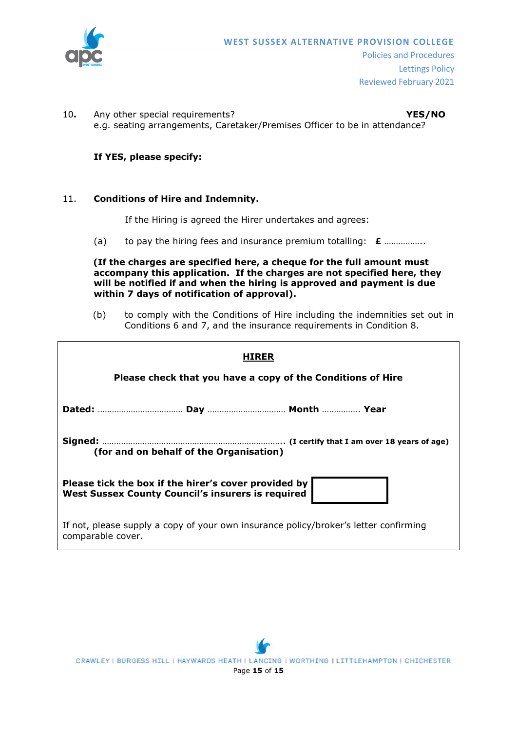10. Any other special requirements? **YES/NO**
e.g. seating arrangements, Caretaker/Premises Officer to be in attendance?

**If YES, please specify:**

11. **Conditions of Hire and Indemnity.**

If the Hiring is agreed the Hirer undertakes and agrees:

(a) to pay the hiring fees and insurance premium totalling: **£** ……………..

**(If the charges are specified here, a cheque for the full amount must accompany this application. If the charges are not specified here, they will be notified if and when the hiring is approved and payment is due within 7 days of notification of approval).**

(b) to comply with the Conditions of Hire including the indemnities set out in Conditions 6 and 7, and the insurance requirements in Condition 8.

**HIRER**

**Please check that you have a copy of the Conditions of Hire**

**Dated:** ……………………………… **Day** …………………………… **Month** …………… **Year**

**Signed:** ………………………………………………………………….. **(I certify that I am over 18 years of age)**
**(for and on behalf of the Organisation)**

**Please tick the box if the hirer's cover provided by West Sussex County Council's insurers is required** ☐

If not, please supply a copy of your own insurance policy/broker's letter confirming comparable cover.